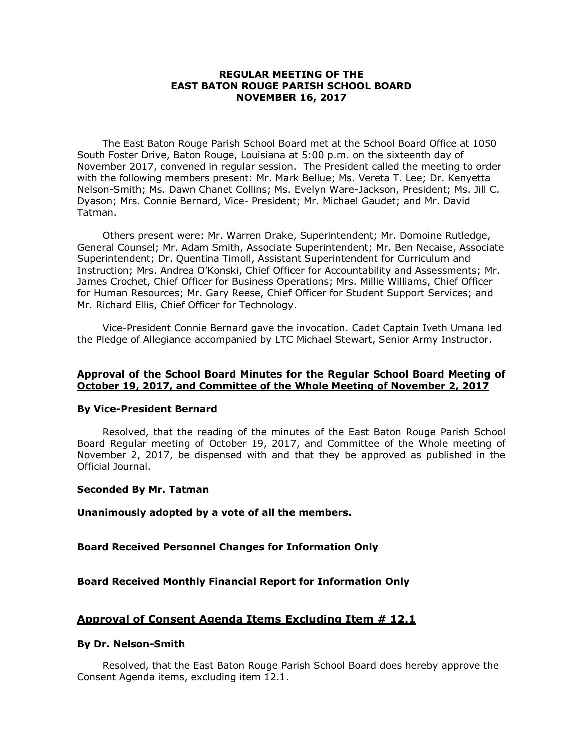# REGULAR MEETING OF THE EAST BATON ROUGE PARISH SCHOOL BOARD NOVEMBER 16, 2017

The East Baton Rouge Parish School Board met at the School Board Office at 1050 South Foster Drive, Baton Rouge, Louisiana at 5:00 p.m. on the sixteenth day of November 2017, convened in regular session. The President called the meeting to order with the following members present: Mr. Mark Bellue; Ms. Vereta T. Lee; Dr. Kenyetta Nelson-Smith; Ms. Dawn Chanet Collins; Ms. Evelyn Ware-Jackson, President; Ms. Jill C. Dyason; Mrs. Connie Bernard, Vice- President; Mr. Michael Gaudet; and Mr. David Tatman.

Others present were: Mr. Warren Drake, Superintendent; Mr. Domoine Rutledge, General Counsel; Mr. Adam Smith, Associate Superintendent; Mr. Ben Necaise, Associate Superintendent; Dr. Quentina Timoll, Assistant Superintendent for Curriculum and Instruction; Mrs. Andrea O'Konski, Chief Officer for Accountability and Assessments; Mr. James Crochet, Chief Officer for Business Operations; Mrs. Millie Williams, Chief Officer for Human Resources; Mr. Gary Reese, Chief Officer for Student Support Services; and Mr. Richard Ellis, Chief Officer for Technology.

Vice-President Connie Bernard gave the invocation. Cadet Captain Iveth Umana led the Pledge of Allegiance accompanied by LTC Michael Stewart, Senior Army Instructor.

**Approval of the School Board Minutes for the Regular School Board Meeting of October 19, 2017, and Committee of the Whole Meeting of November 2, 2017**

**By Vice-President Bernard**

Resolved, that the reading of the minutes of the East Baton Rouge Parish School Board Regular meeting of October 19, 2017, and Committee of the Whole meeting of November 2, 2017, be dispensed with and that they be approved as published in the Official Journal.

**Seconded By Mr. Tatman**

**Unanimously adopted by a vote of all the members.**

**Board Received Personnel Changes for Information Only**

**Board Received Monthly Financial Report for Information Only**

## Approval of Consent Agenda Items Excluding Item # 12.1

**By Dr. Nelson-Smith**

Resolved, that the East Baton Rouge Parish School Board does hereby approve the Consent Agenda items, excluding item 12.1.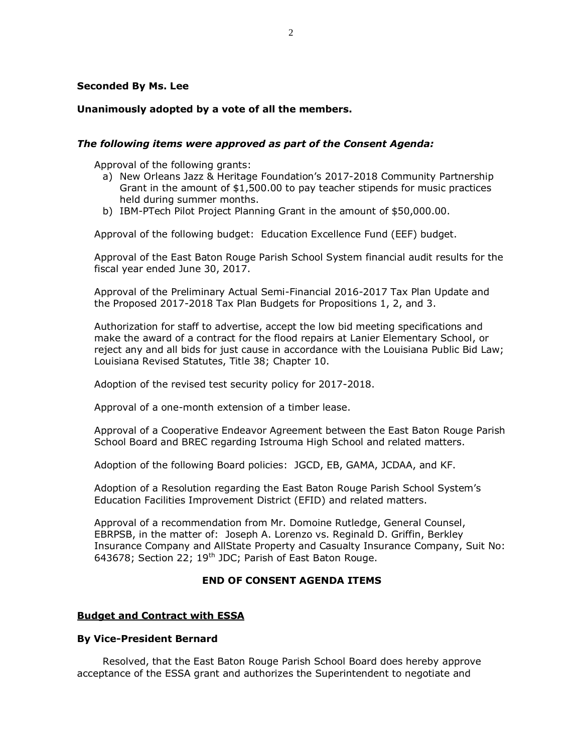**Seconded By Ms. Lee**

**Unanimously adopted by a vote of all the members.**

***The following items were approved as part of the Consent Agenda:***

Approval of the following grants:

a) New Orleans Jazz & Heritage Foundation's 2017-2018 Community Partnership Grant in the amount of $1,500.00 to pay teacher stipends for music practices held during summer months.
b) IBM-PTech Pilot Project Planning Grant in the amount of $50,000.00.

Approval of the following budget: Education Excellence Fund (EEF) budget.

Approval of the East Baton Rouge Parish School System financial audit results for the fiscal year ended June 30, 2017.

Approval of the Preliminary Actual Semi-Financial 2016-2017 Tax Plan Update and the Proposed 2017-2018 Tax Plan Budgets for Propositions 1, 2, and 3.

Authorization for staff to advertise, accept the low bid meeting specifications and make the award of a contract for the flood repairs at Lanier Elementary School, or reject any and all bids for just cause in accordance with the Louisiana Public Bid Law; Louisiana Revised Statutes, Title 38; Chapter 10.

Adoption of the revised test security policy for 2017-2018.

Approval of a one-month extension of a timber lease.

Approval of a Cooperative Endeavor Agreement between the East Baton Rouge Parish School Board and BREC regarding Istrouma High School and related matters.

Adoption of the following Board policies: JGCD, EB, GAMA, JCDAA, and KF.

Adoption of a Resolution regarding the East Baton Rouge Parish School System's Education Facilities Improvement District (EFID) and related matters.

Approval of a recommendation from Mr. Domoine Rutledge, General Counsel, EBRPSB, in the matter of: Joseph A. Lorenzo vs. Reginald D. Griffin, Berkley Insurance Company and AllState Property and Casualty Insurance Company, Suit No: 643678; Section 22; 19th JDC; Parish of East Baton Rouge.

**END OF CONSENT AGENDA ITEMS**

**Budget and Contract with ESSA**

**By Vice-President Bernard**

Resolved, that the East Baton Rouge Parish School Board does hereby approve acceptance of the ESSA grant and authorizes the Superintendent to negotiate and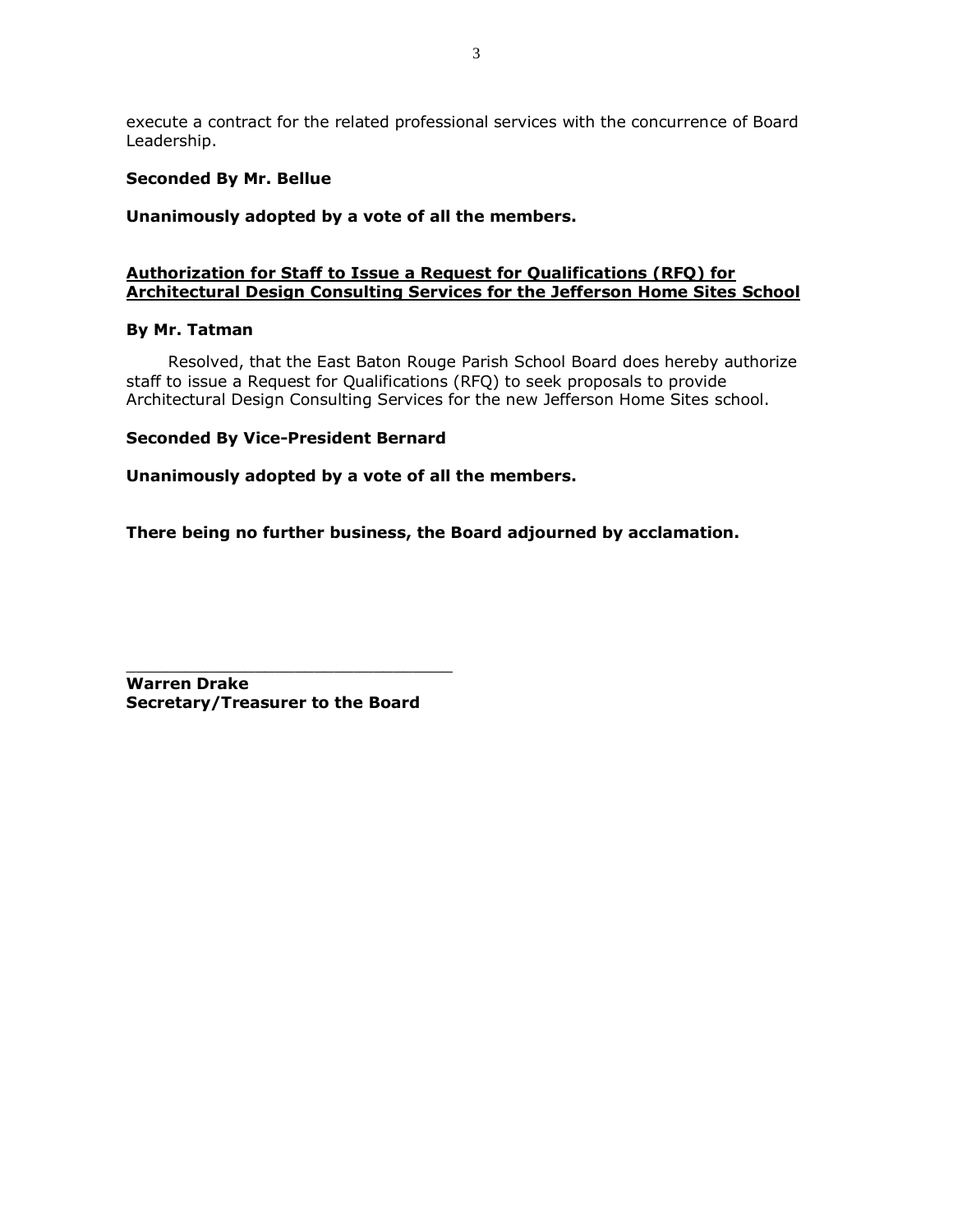execute a contract for the related professional services with the concurrence of Board Leadership.

**Seconded By Mr. Bellue**

**Unanimously adopted by a vote of all the members.**

**Authorization for Staff to Issue a Request for Qualifications (RFQ) for Architectural Design Consulting Services for the Jefferson Home Sites School**

**By Mr. Tatman**

Resolved, that the East Baton Rouge Parish School Board does hereby authorize staff to issue a Request for Qualifications (RFQ) to seek proposals to provide Architectural Design Consulting Services for the new Jefferson Home Sites school.

**Seconded By Vice-President Bernard**

**Unanimously adopted by a vote of all the members.**

**There being no further business, the Board adjourned by acclamation.**

\_\_\_\_\_\_\_\_\_\_\_\_\_\_\_\_\_\_\_\_\_\_\_\_\_\_\_\_\_\_\_\_

**Warren Drake**
**Secretary/Treasurer to the Board**